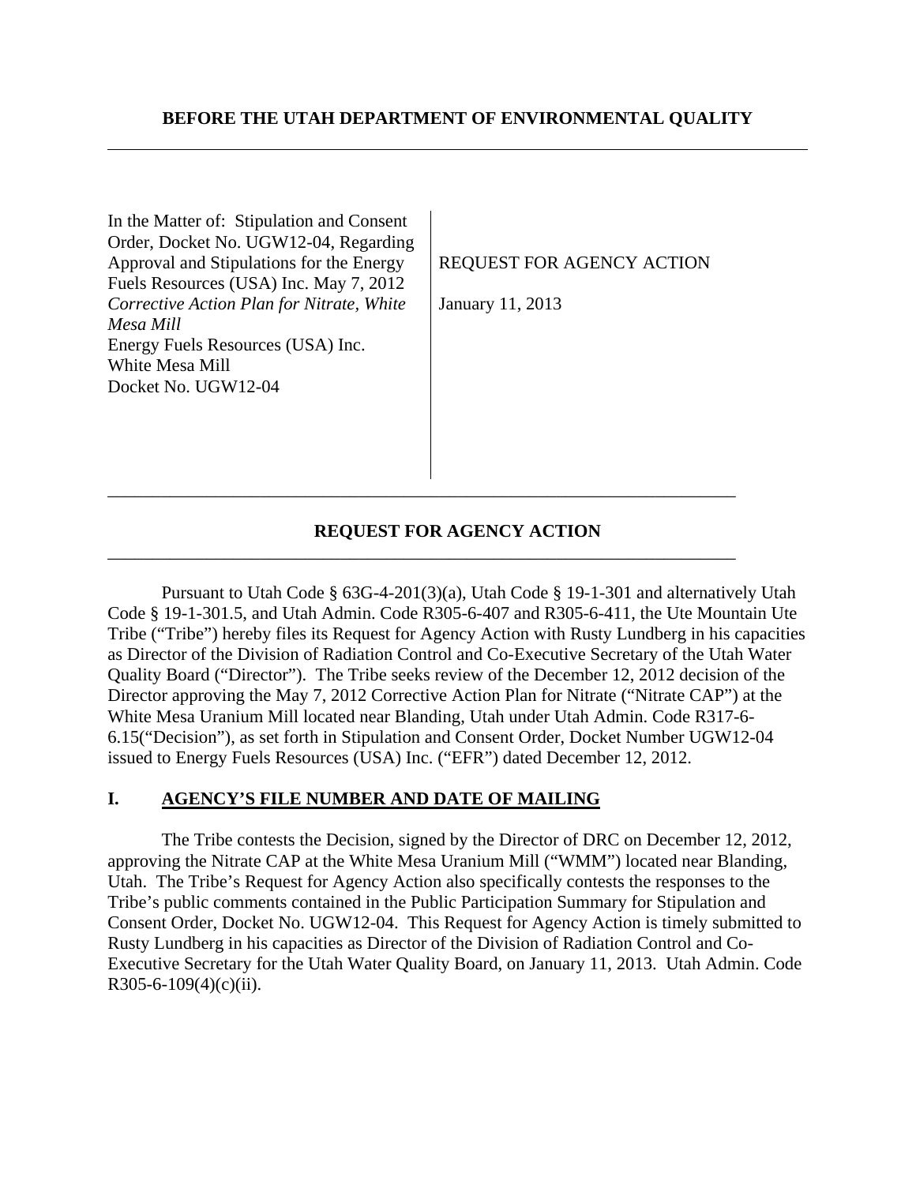## BEFORE THE UTAH DEPARTMENT OF ENVIRONMENTAL QUALITY

| | |
|---|---|
| In the Matter of: Stipulation and Consent Order, Docket No. UGW12-04, Regarding Approval and Stipulations for the Energy Fuels Resources (USA) Inc. May 7, 2012 *Corrective Action Plan for Nitrate, White Mesa Mill*<br>Energy Fuels Resources (USA) Inc.<br>White Mesa Mill<br>Docket No. UGW12-04 | REQUEST FOR AGENCY ACTION<br><br>January 11, 2013 |

## REQUEST FOR AGENCY ACTION

Pursuant to Utah Code § 63G-4-201(3)(a), Utah Code § 19-1-301 and alternatively Utah Code § 19-1-301.5, and Utah Admin. Code R305-6-407 and R305-6-411, the Ute Mountain Ute Tribe ("Tribe") hereby files its Request for Agency Action with Rusty Lundberg in his capacities as Director of the Division of Radiation Control and Co-Executive Secretary of the Utah Water Quality Board ("Director"). The Tribe seeks review of the December 12, 2012 decision of the Director approving the May 7, 2012 Corrective Action Plan for Nitrate ("Nitrate CAP") at the White Mesa Uranium Mill located near Blanding, Utah under Utah Admin. Code R317-6-6.15("Decision"), as set forth in Stipulation and Consent Order, Docket Number UGW12-04 issued to Energy Fuels Resources (USA) Inc. ("EFR") dated December 12, 2012.

### I. AGENCY'S FILE NUMBER AND DATE OF MAILING

The Tribe contests the Decision, signed by the Director of DRC on December 12, 2012, approving the Nitrate CAP at the White Mesa Uranium Mill ("WMM") located near Blanding, Utah. The Tribe's Request for Agency Action also specifically contests the responses to the Tribe's public comments contained in the Public Participation Summary for Stipulation and Consent Order, Docket No. UGW12-04. This Request for Agency Action is timely submitted to Rusty Lundberg in his capacities as Director of the Division of Radiation Control and Co-Executive Secretary for the Utah Water Quality Board, on January 11, 2013. Utah Admin. Code R305-6-109(4)(c)(ii).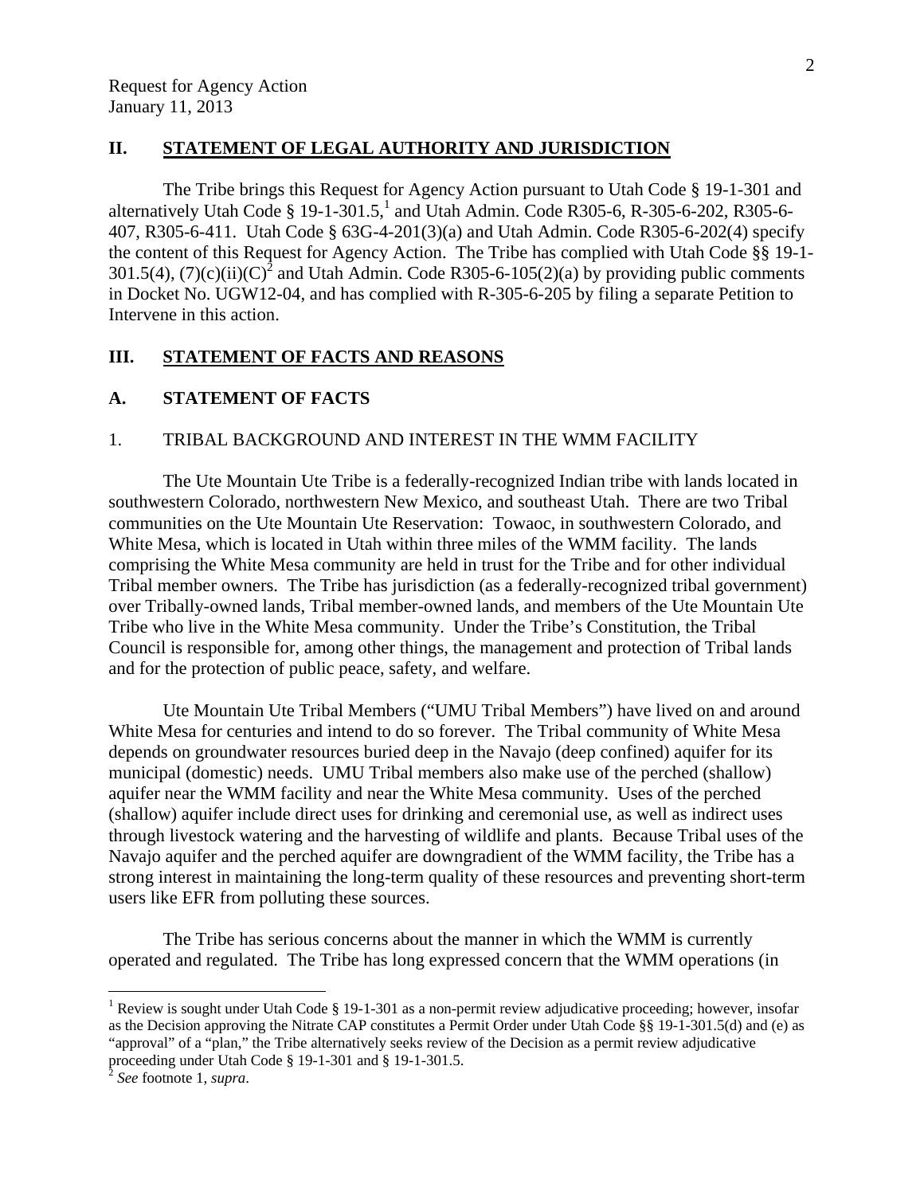Request for Agency Action
January 11, 2013

## II. STATEMENT OF LEGAL AUTHORITY AND JURISDICTION

The Tribe brings this Request for Agency Action pursuant to Utah Code § 19-1-301 and alternatively Utah Code § 19-1-301.5,[1] and Utah Admin. Code R305-6, R-305-6-202, R305-6-407, R305-6-411. Utah Code § 63G-4-201(3)(a) and Utah Admin. Code R305-6-202(4) specify the content of this Request for Agency Action. The Tribe has complied with Utah Code §§ 19-1-301.5(4), (7)(c)(ii)(C)[2] and Utah Admin. Code R305-6-105(2)(a) by providing public comments in Docket No. UGW12-04, and has complied with R-305-6-205 by filing a separate Petition to Intervene in this action.

## III. STATEMENT OF FACTS AND REASONS

### A. STATEMENT OF FACTS

#### 1. TRIBAL BACKGROUND AND INTEREST IN THE WMM FACILITY

The Ute Mountain Ute Tribe is a federally-recognized Indian tribe with lands located in southwestern Colorado, northwestern New Mexico, and southeast Utah. There are two Tribal communities on the Ute Mountain Ute Reservation: Towaoc, in southwestern Colorado, and White Mesa, which is located in Utah within three miles of the WMM facility. The lands comprising the White Mesa community are held in trust for the Tribe and for other individual Tribal member owners. The Tribe has jurisdiction (as a federally-recognized tribal government) over Tribally-owned lands, Tribal member-owned lands, and members of the Ute Mountain Ute Tribe who live in the White Mesa community. Under the Tribe's Constitution, the Tribal Council is responsible for, among other things, the management and protection of Tribal lands and for the protection of public peace, safety, and welfare.

Ute Mountain Ute Tribal Members ("UMU Tribal Members") have lived on and around White Mesa for centuries and intend to do so forever. The Tribal community of White Mesa depends on groundwater resources buried deep in the Navajo (deep confined) aquifer for its municipal (domestic) needs. UMU Tribal members also make use of the perched (shallow) aquifer near the WMM facility and near the White Mesa community. Uses of the perched (shallow) aquifer include direct uses for drinking and ceremonial use, as well as indirect uses through livestock watering and the harvesting of wildlife and plants. Because Tribal uses of the Navajo aquifer and the perched aquifer are downgradient of the WMM facility, the Tribe has a strong interest in maintaining the long-term quality of these resources and preventing short-term users like EFR from polluting these sources.

The Tribe has serious concerns about the manner in which the WMM is currently operated and regulated. The Tribe has long expressed concern that the WMM operations (in

---

[1] Review is sought under Utah Code § 19-1-301 as a non-permit review adjudicative proceeding; however, insofar as the Decision approving the Nitrate CAP constitutes a Permit Order under Utah Code §§ 19-1-301.5(d) and (e) as "approval" of a "plan," the Tribe alternatively seeks review of the Decision as a permit review adjudicative proceeding under Utah Code § 19-1-301 and § 19-1-301.5.

[2] *See* footnote 1, *supra*.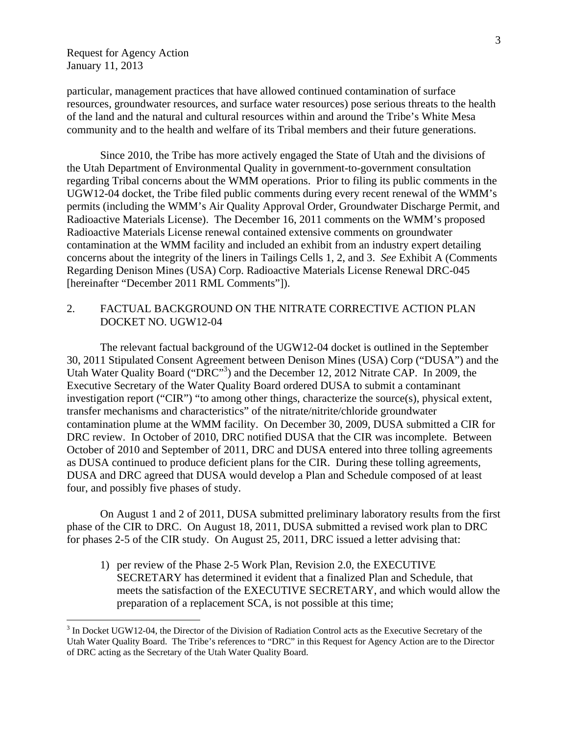particular, management practices that have allowed continued contamination of surface resources, groundwater resources, and surface water resources) pose serious threats to the health of the land and the natural and cultural resources within and around the Tribe's White Mesa community and to the health and welfare of its Tribal members and their future generations.

Since 2010, the Tribe has more actively engaged the State of Utah and the divisions of the Utah Department of Environmental Quality in government-to-government consultation regarding Tribal concerns about the WMM operations. Prior to filing its public comments in the UGW12-04 docket, the Tribe filed public comments during every recent renewal of the WMM's permits (including the WMM's Air Quality Approval Order, Groundwater Discharge Permit, and Radioactive Materials License). The December 16, 2011 comments on the WMM's proposed Radioactive Materials License renewal contained extensive comments on groundwater contamination at the WMM facility and included an exhibit from an industry expert detailing concerns about the integrity of the liners in Tailings Cells 1, 2, and 3. *See* Exhibit A (Comments Regarding Denison Mines (USA) Corp. Radioactive Materials License Renewal DRC-045 [hereinafter "December 2011 RML Comments"]).

## 2. FACTUAL BACKGROUND ON THE NITRATE CORRECTIVE ACTION PLAN DOCKET NO. UGW12-04

The relevant factual background of the UGW12-04 docket is outlined in the September 30, 2011 Stipulated Consent Agreement between Denison Mines (USA) Corp ("DUSA") and the Utah Water Quality Board ("DRC"[3]) and the December 12, 2012 Nitrate CAP. In 2009, the Executive Secretary of the Water Quality Board ordered DUSA to submit a contaminant investigation report ("CIR") "to among other things, characterize the source(s), physical extent, transfer mechanisms and characteristics" of the nitrate/nitrite/chloride groundwater contamination plume at the WMM facility. On December 30, 2009, DUSA submitted a CIR for DRC review. In October of 2010, DRC notified DUSA that the CIR was incomplete. Between October of 2010 and September of 2011, DRC and DUSA entered into three tolling agreements as DUSA continued to produce deficient plans for the CIR. During these tolling agreements, DUSA and DRC agreed that DUSA would develop a Plan and Schedule composed of at least four, and possibly five phases of study.

On August 1 and 2 of 2011, DUSA submitted preliminary laboratory results from the first phase of the CIR to DRC. On August 18, 2011, DUSA submitted a revised work plan to DRC for phases 2-5 of the CIR study. On August 25, 2011, DRC issued a letter advising that:

1) per review of the Phase 2-5 Work Plan, Revision 2.0, the EXECUTIVE SECRETARY has determined it evident that a finalized Plan and Schedule, that meets the satisfaction of the EXECUTIVE SECRETARY, and which would allow the preparation of a replacement SCA, is not possible at this time;

[3] In Docket UGW12-04, the Director of the Division of Radiation Control acts as the Executive Secretary of the Utah Water Quality Board. The Tribe's references to "DRC" in this Request for Agency Action are to the Director of DRC acting as the Secretary of the Utah Water Quality Board.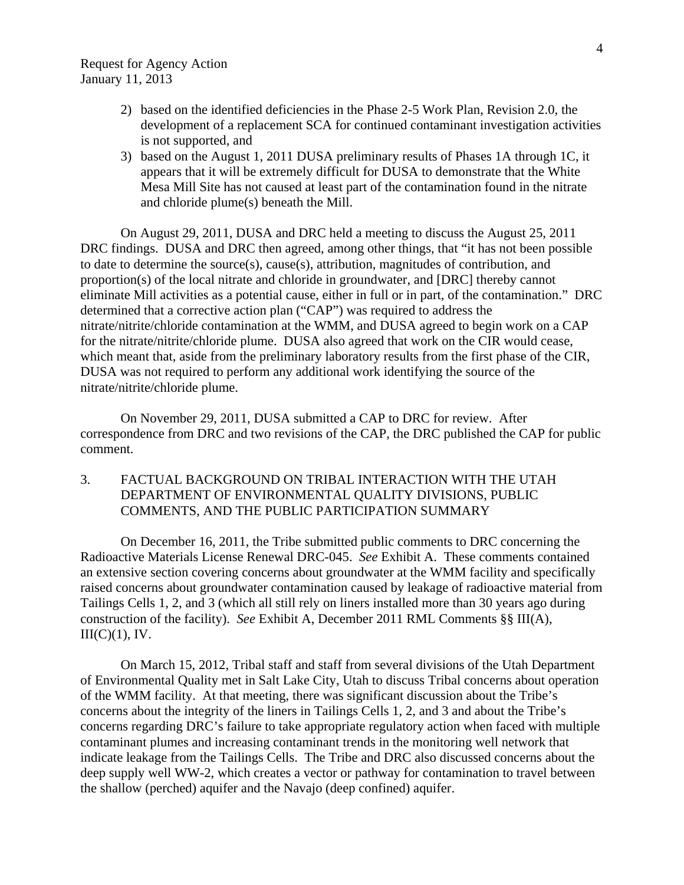2) based on the identified deficiencies in the Phase 2-5 Work Plan, Revision 2.0, the development of a replacement SCA for continued contaminant investigation activities is not supported, and
3) based on the August 1, 2011 DUSA preliminary results of Phases 1A through 1C, it appears that it will be extremely difficult for DUSA to demonstrate that the White Mesa Mill Site has not caused at least part of the contamination found in the nitrate and chloride plume(s) beneath the Mill.

On August 29, 2011, DUSA and DRC held a meeting to discuss the August 25, 2011 DRC findings. DUSA and DRC then agreed, among other things, that "it has not been possible to date to determine the source(s), cause(s), attribution, magnitudes of contribution, and proportion(s) of the local nitrate and chloride in groundwater, and [DRC] thereby cannot eliminate Mill activities as a potential cause, either in full or in part, of the contamination." DRC determined that a corrective action plan ("CAP") was required to address the nitrate/nitrite/chloride contamination at the WMM, and DUSA agreed to begin work on a CAP for the nitrate/nitrite/chloride plume. DUSA also agreed that work on the CIR would cease, which meant that, aside from the preliminary laboratory results from the first phase of the CIR, DUSA was not required to perform any additional work identifying the source of the nitrate/nitrite/chloride plume.

On November 29, 2011, DUSA submitted a CAP to DRC for review. After correspondence from DRC and two revisions of the CAP, the DRC published the CAP for public comment.

## 3. FACTUAL BACKGROUND ON TRIBAL INTERACTION WITH THE UTAH DEPARTMENT OF ENVIRONMENTAL QUALITY DIVISIONS, PUBLIC COMMENTS, AND THE PUBLIC PARTICIPATION SUMMARY

On December 16, 2011, the Tribe submitted public comments to DRC concerning the Radioactive Materials License Renewal DRC-045. *See* Exhibit A. These comments contained an extensive section covering concerns about groundwater at the WMM facility and specifically raised concerns about groundwater contamination caused by leakage of radioactive material from Tailings Cells 1, 2, and 3 (which all still rely on liners installed more than 30 years ago during construction of the facility). *See* Exhibit A, December 2011 RML Comments §§ III(A), III(C)(1), IV.

On March 15, 2012, Tribal staff and staff from several divisions of the Utah Department of Environmental Quality met in Salt Lake City, Utah to discuss Tribal concerns about operation of the WMM facility. At that meeting, there was significant discussion about the Tribe's concerns about the integrity of the liners in Tailings Cells 1, 2, and 3 and about the Tribe's concerns regarding DRC's failure to take appropriate regulatory action when faced with multiple contaminant plumes and increasing contaminant trends in the monitoring well network that indicate leakage from the Tailings Cells. The Tribe and DRC also discussed concerns about the deep supply well WW-2, which creates a vector or pathway for contamination to travel between the shallow (perched) aquifer and the Navajo (deep confined) aquifer.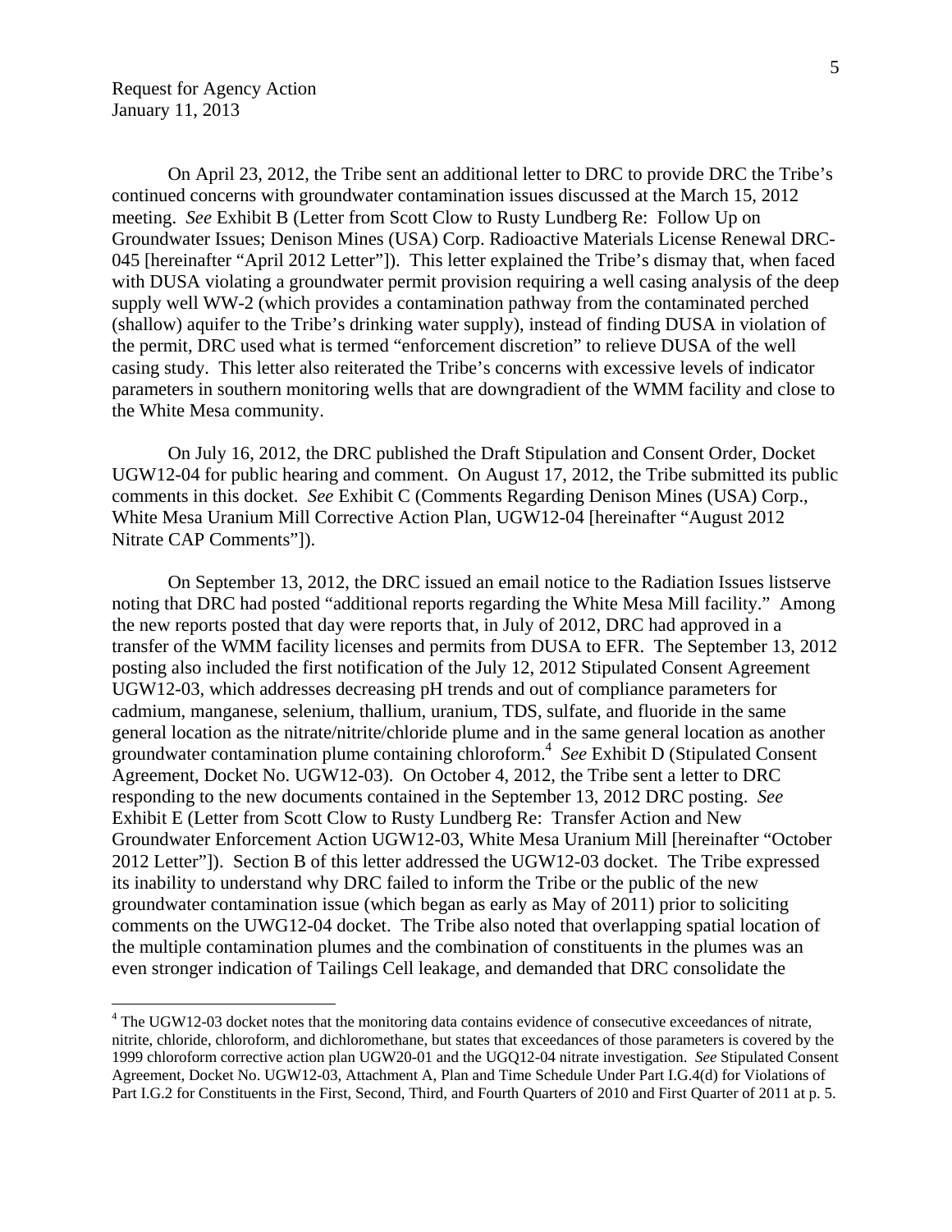On April 23, 2012, the Tribe sent an additional letter to DRC to provide DRC the Tribe's continued concerns with groundwater contamination issues discussed at the March 15, 2012 meeting. *See* Exhibit B (Letter from Scott Clow to Rusty Lundberg Re: Follow Up on Groundwater Issues; Denison Mines (USA) Corp. Radioactive Materials License Renewal DRC-045 [hereinafter "April 2012 Letter"]). This letter explained the Tribe's dismay that, when faced with DUSA violating a groundwater permit provision requiring a well casing analysis of the deep supply well WW-2 (which provides a contamination pathway from the contaminated perched (shallow) aquifer to the Tribe's drinking water supply), instead of finding DUSA in violation of the permit, DRC used what is termed "enforcement discretion" to relieve DUSA of the well casing study. This letter also reiterated the Tribe's concerns with excessive levels of indicator parameters in southern monitoring wells that are downgradient of the WMM facility and close to the White Mesa community.

On July 16, 2012, the DRC published the Draft Stipulation and Consent Order, Docket UGW12-04 for public hearing and comment. On August 17, 2012, the Tribe submitted its public comments in this docket. *See* Exhibit C (Comments Regarding Denison Mines (USA) Corp., White Mesa Uranium Mill Corrective Action Plan, UGW12-04 [hereinafter "August 2012 Nitrate CAP Comments"]).

On September 13, 2012, the DRC issued an email notice to the Radiation Issues listserve noting that DRC had posted "additional reports regarding the White Mesa Mill facility." Among the new reports posted that day were reports that, in July of 2012, DRC had approved in a transfer of the WMM facility licenses and permits from DUSA to EFR. The September 13, 2012 posting also included the first notification of the July 12, 2012 Stipulated Consent Agreement UGW12-03, which addresses decreasing pH trends and out of compliance parameters for cadmium, manganese, selenium, thallium, uranium, TDS, sulfate, and fluoride in the same general location as the nitrate/nitrite/chloride plume and in the same general location as another groundwater contamination plume containing chloroform.[4] *See* Exhibit D (Stipulated Consent Agreement, Docket No. UGW12-03). On October 4, 2012, the Tribe sent a letter to DRC responding to the new documents contained in the September 13, 2012 DRC posting. *See* Exhibit E (Letter from Scott Clow to Rusty Lundberg Re: Transfer Action and New Groundwater Enforcement Action UGW12-03, White Mesa Uranium Mill [hereinafter "October 2012 Letter"]). Section B of this letter addressed the UGW12-03 docket. The Tribe expressed its inability to understand why DRC failed to inform the Tribe or the public of the new groundwater contamination issue (which began as early as May of 2011) prior to soliciting comments on the UWG12-04 docket. The Tribe also noted that overlapping spatial location of the multiple contamination plumes and the combination of constituents in the plumes was an even stronger indication of Tailings Cell leakage, and demanded that DRC consolidate the

[4] The UGW12-03 docket notes that the monitoring data contains evidence of consecutive exceedances of nitrate, nitrite, chloride, chloroform, and dichloromethane, but states that exceedances of those parameters is covered by the 1999 chloroform corrective action plan UGW20-01 and the UGQ12-04 nitrate investigation. *See* Stipulated Consent Agreement, Docket No. UGW12-03, Attachment A, Plan and Time Schedule Under Part I.G.4(d) for Violations of Part I.G.2 for Constituents in the First, Second, Third, and Fourth Quarters of 2010 and First Quarter of 2011 at p. 5.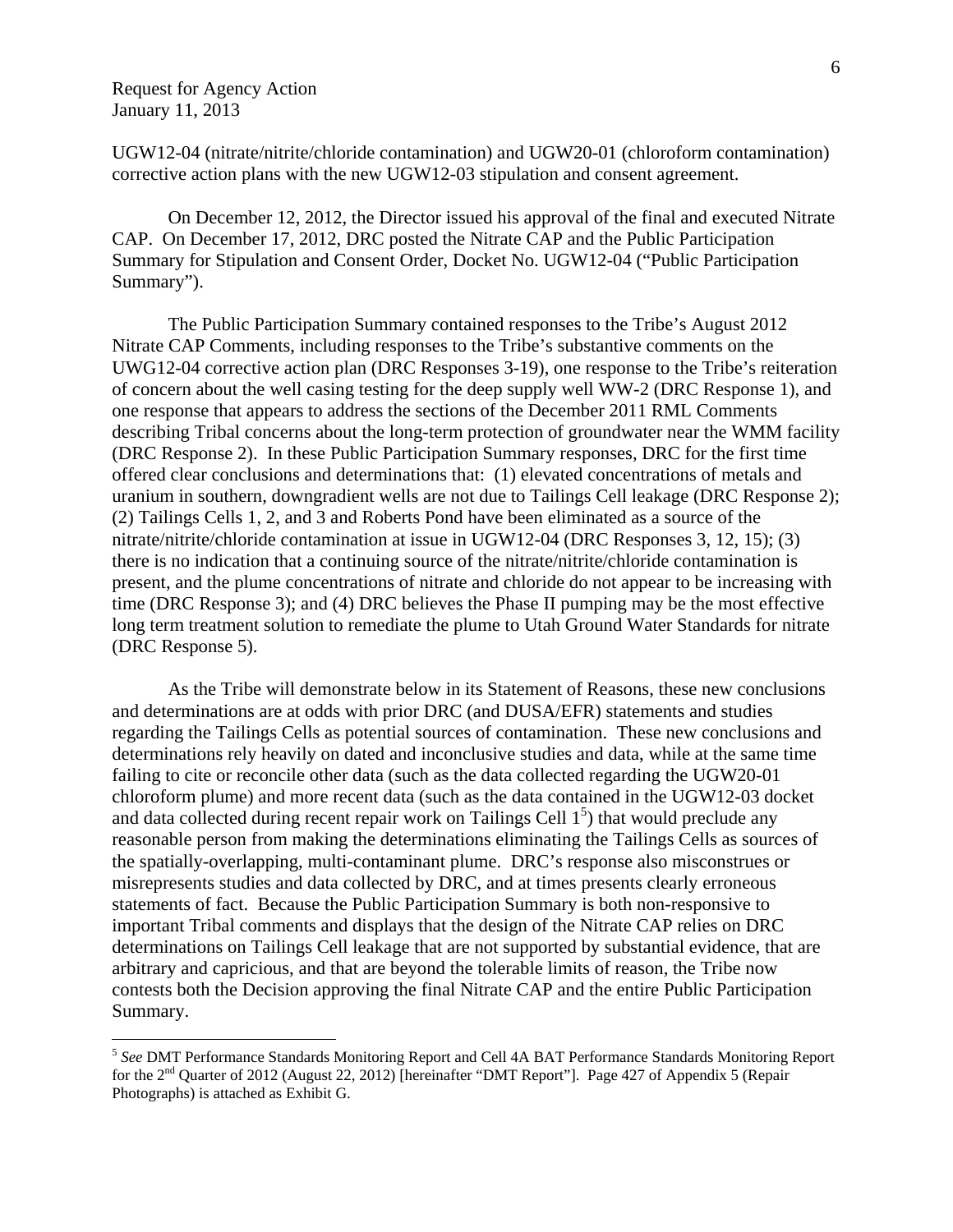UGW12-04 (nitrate/nitrite/chloride contamination) and UGW20-01 (chloroform contamination) corrective action plans with the new UGW12-03 stipulation and consent agreement.

On December 12, 2012, the Director issued his approval of the final and executed Nitrate CAP. On December 17, 2012, DRC posted the Nitrate CAP and the Public Participation Summary for Stipulation and Consent Order, Docket No. UGW12-04 ("Public Participation Summary").

The Public Participation Summary contained responses to the Tribe's August 2012 Nitrate CAP Comments, including responses to the Tribe's substantive comments on the UWG12-04 corrective action plan (DRC Responses 3-19), one response to the Tribe's reiteration of concern about the well casing testing for the deep supply well WW-2 (DRC Response 1), and one response that appears to address the sections of the December 2011 RML Comments describing Tribal concerns about the long-term protection of groundwater near the WMM facility (DRC Response 2). In these Public Participation Summary responses, DRC for the first time offered clear conclusions and determinations that: (1) elevated concentrations of metals and uranium in southern, downgradient wells are not due to Tailings Cell leakage (DRC Response 2); (2) Tailings Cells 1, 2, and 3 and Roberts Pond have been eliminated as a source of the nitrate/nitrite/chloride contamination at issue in UGW12-04 (DRC Responses 3, 12, 15); (3) there is no indication that a continuing source of the nitrate/nitrite/chloride contamination is present, and the plume concentrations of nitrate and chloride do not appear to be increasing with time (DRC Response 3); and (4) DRC believes the Phase II pumping may be the most effective long term treatment solution to remediate the plume to Utah Ground Water Standards for nitrate (DRC Response 5).

As the Tribe will demonstrate below in its Statement of Reasons, these new conclusions and determinations are at odds with prior DRC (and DUSA/EFR) statements and studies regarding the Tailings Cells as potential sources of contamination. These new conclusions and determinations rely heavily on dated and inconclusive studies and data, while at the same time failing to cite or reconcile other data (such as the data collected regarding the UGW20-01 chloroform plume) and more recent data (such as the data contained in the UGW12-03 docket and data collected during recent repair work on Tailings Cell 1[5]) that would preclude any reasonable person from making the determinations eliminating the Tailings Cells as sources of the spatially-overlapping, multi-contaminant plume. DRC's response also misconstrues or misrepresents studies and data collected by DRC, and at times presents clearly erroneous statements of fact. Because the Public Participation Summary is both non-responsive to important Tribal comments and displays that the design of the Nitrate CAP relies on DRC determinations on Tailings Cell leakage that are not supported by substantial evidence, that are arbitrary and capricious, and that are beyond the tolerable limits of reason, the Tribe now contests both the Decision approving the final Nitrate CAP and the entire Public Participation Summary.

---

[5] *See* DMT Performance Standards Monitoring Report and Cell 4A BAT Performance Standards Monitoring Report for the 2nd Quarter of 2012 (August 22, 2012) [hereinafter "DMT Report"]. Page 427 of Appendix 5 (Repair Photographs) is attached as Exhibit G.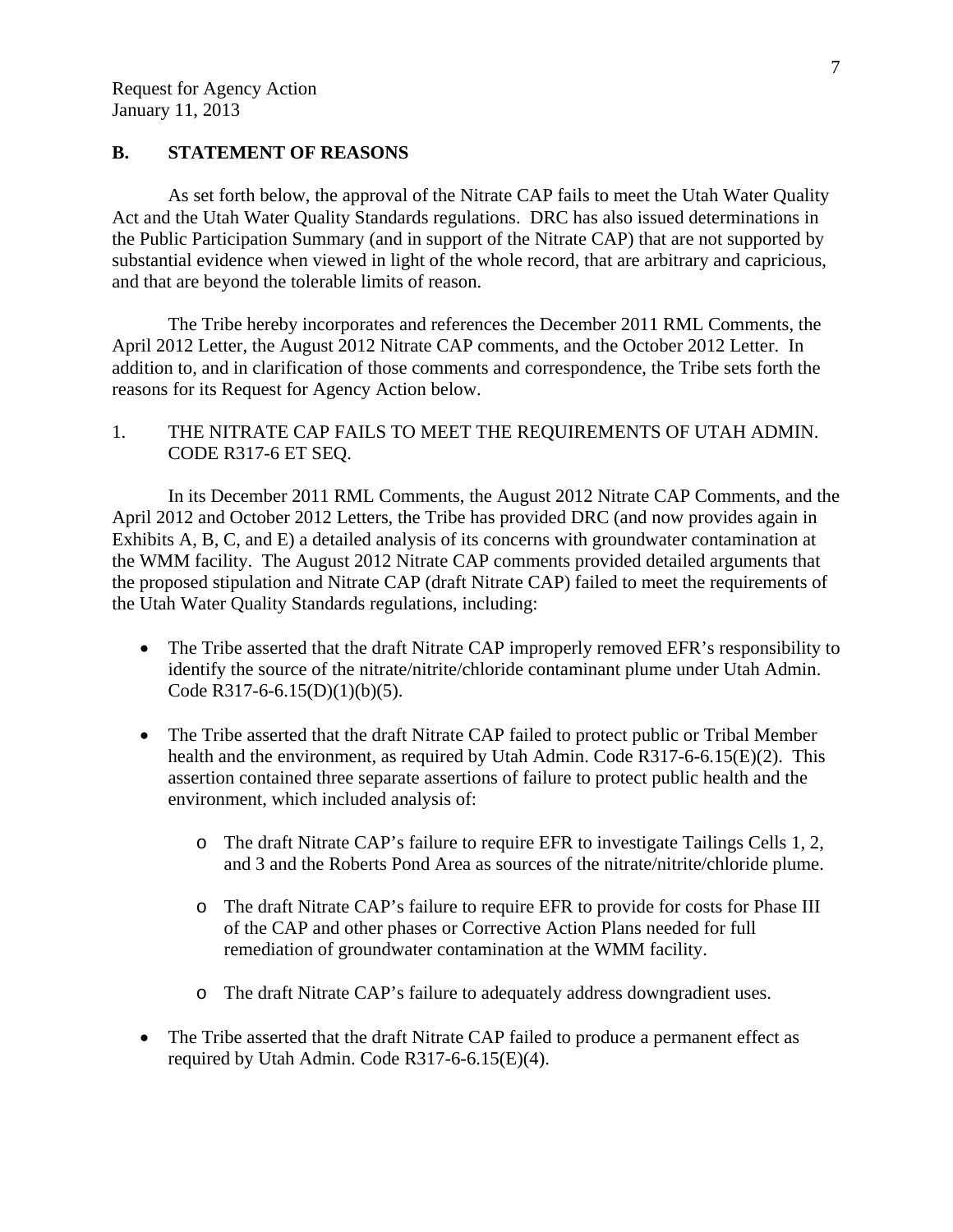Request for Agency Action
January 11, 2013

## B. STATEMENT OF REASONS

As set forth below, the approval of the Nitrate CAP fails to meet the Utah Water Quality Act and the Utah Water Quality Standards regulations. DRC has also issued determinations in the Public Participation Summary (and in support of the Nitrate CAP) that are not supported by substantial evidence when viewed in light of the whole record, that are arbitrary and capricious, and that are beyond the tolerable limits of reason.

The Tribe hereby incorporates and references the December 2011 RML Comments, the April 2012 Letter, the August 2012 Nitrate CAP comments, and the October 2012 Letter. In addition to, and in clarification of those comments and correspondence, the Tribe sets forth the reasons for its Request for Agency Action below.

1. THE NITRATE CAP FAILS TO MEET THE REQUIREMENTS OF UTAH ADMIN. CODE R317-6 ET SEQ.

In its December 2011 RML Comments, the August 2012 Nitrate CAP Comments, and the April 2012 and October 2012 Letters, the Tribe has provided DRC (and now provides again in Exhibits A, B, C, and E) a detailed analysis of its concerns with groundwater contamination at the WMM facility. The August 2012 Nitrate CAP comments provided detailed arguments that the proposed stipulation and Nitrate CAP (draft Nitrate CAP) failed to meet the requirements of the Utah Water Quality Standards regulations, including:

- The Tribe asserted that the draft Nitrate CAP improperly removed EFR's responsibility to identify the source of the nitrate/nitrite/chloride contaminant plume under Utah Admin. Code R317-6-6.15(D)(1)(b)(5).
- The Tribe asserted that the draft Nitrate CAP failed to protect public or Tribal Member health and the environment, as required by Utah Admin. Code R317-6-6.15(E)(2). This assertion contained three separate assertions of failure to protect public health and the environment, which included analysis of:
  - The draft Nitrate CAP's failure to require EFR to investigate Tailings Cells 1, 2, and 3 and the Roberts Pond Area as sources of the nitrate/nitrite/chloride plume.
  - The draft Nitrate CAP's failure to require EFR to provide for costs for Phase III of the CAP and other phases or Corrective Action Plans needed for full remediation of groundwater contamination at the WMM facility.
  - The draft Nitrate CAP's failure to adequately address downgradient uses.
- The Tribe asserted that the draft Nitrate CAP failed to produce a permanent effect as required by Utah Admin. Code R317-6-6.15(E)(4).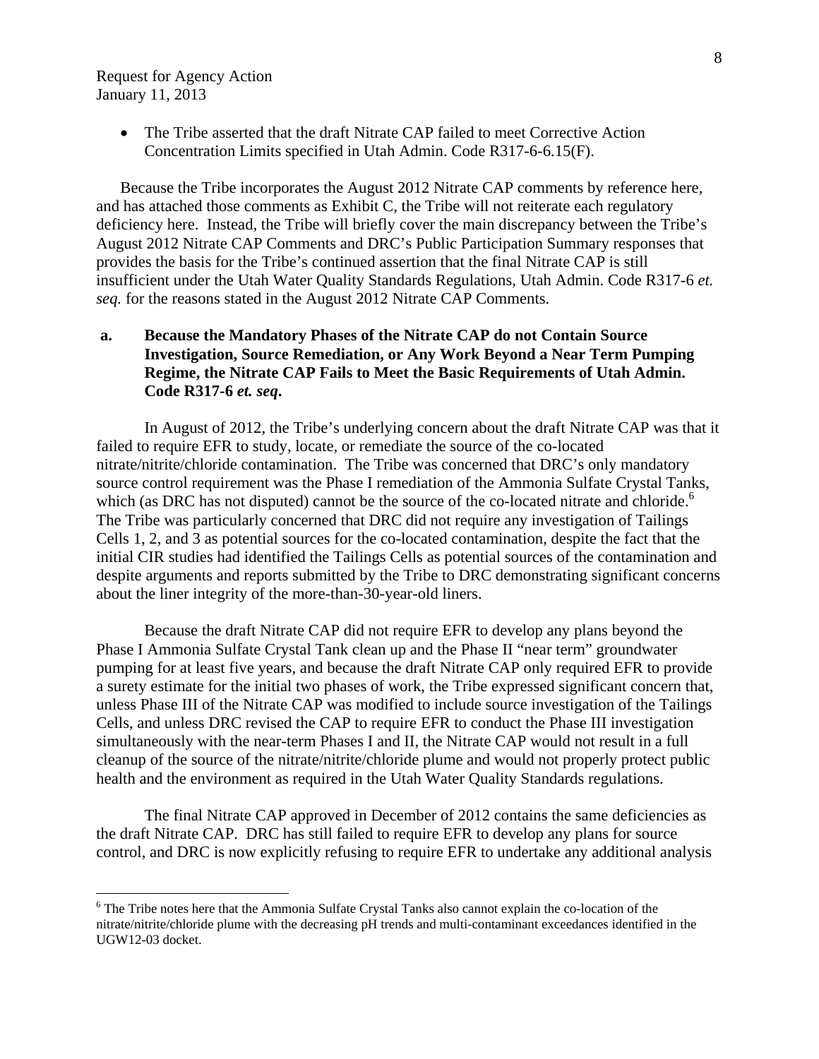- The Tribe asserted that the draft Nitrate CAP failed to meet Corrective Action Concentration Limits specified in Utah Admin. Code R317-6-6.15(F).

Because the Tribe incorporates the August 2012 Nitrate CAP comments by reference here, and has attached those comments as Exhibit C, the Tribe will not reiterate each regulatory deficiency here. Instead, the Tribe will briefly cover the main discrepancy between the Tribe's August 2012 Nitrate CAP Comments and DRC's Public Participation Summary responses that provides the basis for the Tribe's continued assertion that the final Nitrate CAP is still insufficient under the Utah Water Quality Standards Regulations, Utah Admin. Code R317-6 *et. seq.* for the reasons stated in the August 2012 Nitrate CAP Comments.

**a. Because the Mandatory Phases of the Nitrate CAP do not Contain Source Investigation, Source Remediation, or Any Work Beyond a Near Term Pumping Regime, the Nitrate CAP Fails to Meet the Basic Requirements of Utah Admin. Code R317-6 *et. seq*.**

In August of 2012, the Tribe's underlying concern about the draft Nitrate CAP was that it failed to require EFR to study, locate, or remediate the source of the co-located nitrate/nitrite/chloride contamination. The Tribe was concerned that DRC's only mandatory source control requirement was the Phase I remediation of the Ammonia Sulfate Crystal Tanks, which (as DRC has not disputed) cannot be the source of the co-located nitrate and chloride.[6] The Tribe was particularly concerned that DRC did not require any investigation of Tailings Cells 1, 2, and 3 as potential sources for the co-located contamination, despite the fact that the initial CIR studies had identified the Tailings Cells as potential sources of the contamination and despite arguments and reports submitted by the Tribe to DRC demonstrating significant concerns about the liner integrity of the more-than-30-year-old liners.

Because the draft Nitrate CAP did not require EFR to develop any plans beyond the Phase I Ammonia Sulfate Crystal Tank clean up and the Phase II "near term" groundwater pumping for at least five years, and because the draft Nitrate CAP only required EFR to provide a surety estimate for the initial two phases of work, the Tribe expressed significant concern that, unless Phase III of the Nitrate CAP was modified to include source investigation of the Tailings Cells, and unless DRC revised the CAP to require EFR to conduct the Phase III investigation simultaneously with the near-term Phases I and II, the Nitrate CAP would not result in a full cleanup of the source of the nitrate/nitrite/chloride plume and would not properly protect public health and the environment as required in the Utah Water Quality Standards regulations.

The final Nitrate CAP approved in December of 2012 contains the same deficiencies as the draft Nitrate CAP. DRC has still failed to require EFR to develop any plans for source control, and DRC is now explicitly refusing to require EFR to undertake any additional analysis

[6] The Tribe notes here that the Ammonia Sulfate Crystal Tanks also cannot explain the co-location of the nitrate/nitrite/chloride plume with the decreasing pH trends and multi-contaminant exceedances identified in the UGW12-03 docket.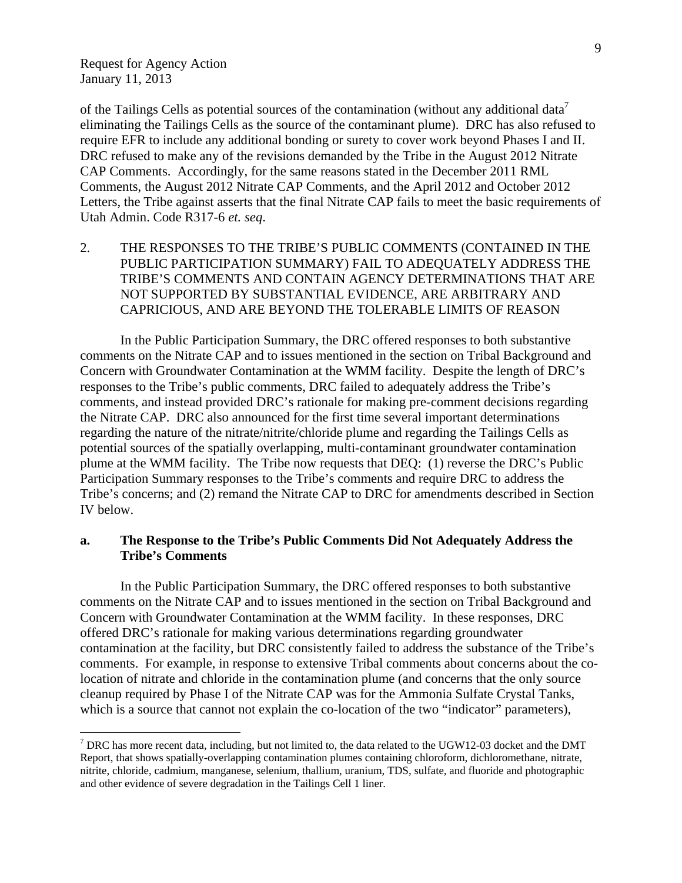of the Tailings Cells as potential sources of the contamination (without any additional data[7] eliminating the Tailings Cells as the source of the contaminant plume). DRC has also refused to require EFR to include any additional bonding or surety to cover work beyond Phases I and II. DRC refused to make any of the revisions demanded by the Tribe in the August 2012 Nitrate CAP Comments. Accordingly, for the same reasons stated in the December 2011 RML Comments, the August 2012 Nitrate CAP Comments, and the April 2012 and October 2012 Letters, the Tribe against asserts that the final Nitrate CAP fails to meet the basic requirements of Utah Admin. Code R317-6 *et. seq.*

2. THE RESPONSES TO THE TRIBE'S PUBLIC COMMENTS (CONTAINED IN THE PUBLIC PARTICIPATION SUMMARY) FAIL TO ADEQUATELY ADDRESS THE TRIBE'S COMMENTS AND CONTAIN AGENCY DETERMINATIONS THAT ARE NOT SUPPORTED BY SUBSTANTIAL EVIDENCE, ARE ARBITRARY AND CAPRICIOUS, AND ARE BEYOND THE TOLERABLE LIMITS OF REASON

In the Public Participation Summary, the DRC offered responses to both substantive comments on the Nitrate CAP and to issues mentioned in the section on Tribal Background and Concern with Groundwater Contamination at the WMM facility. Despite the length of DRC's responses to the Tribe's public comments, DRC failed to adequately address the Tribe's comments, and instead provided DRC's rationale for making pre-comment decisions regarding the Nitrate CAP. DRC also announced for the first time several important determinations regarding the nature of the nitrate/nitrite/chloride plume and regarding the Tailings Cells as potential sources of the spatially overlapping, multi-contaminant groundwater contamination plume at the WMM facility. The Tribe now requests that DEQ: (1) reverse the DRC's Public Participation Summary responses to the Tribe's comments and require DRC to address the Tribe's concerns; and (2) remand the Nitrate CAP to DRC for amendments described in Section IV below.

### a. The Response to the Tribe's Public Comments Did Not Adequately Address the Tribe's Comments

In the Public Participation Summary, the DRC offered responses to both substantive comments on the Nitrate CAP and to issues mentioned in the section on Tribal Background and Concern with Groundwater Contamination at the WMM facility. In these responses, DRC offered DRC's rationale for making various determinations regarding groundwater contamination at the facility, but DRC consistently failed to address the substance of the Tribe's comments. For example, in response to extensive Tribal comments about concerns about the co-location of nitrate and chloride in the contamination plume (and concerns that the only source cleanup required by Phase I of the Nitrate CAP was for the Ammonia Sulfate Crystal Tanks, which is a source that cannot not explain the co-location of the two "indicator" parameters),

---

[7] DRC has more recent data, including, but not limited to, the data related to the UGW12-03 docket and the DMT Report, that shows spatially-overlapping contamination plumes containing chloroform, dichloromethane, nitrate, nitrite, chloride, cadmium, manganese, selenium, thallium, uranium, TDS, sulfate, and fluoride and photographic and other evidence of severe degradation in the Tailings Cell 1 liner.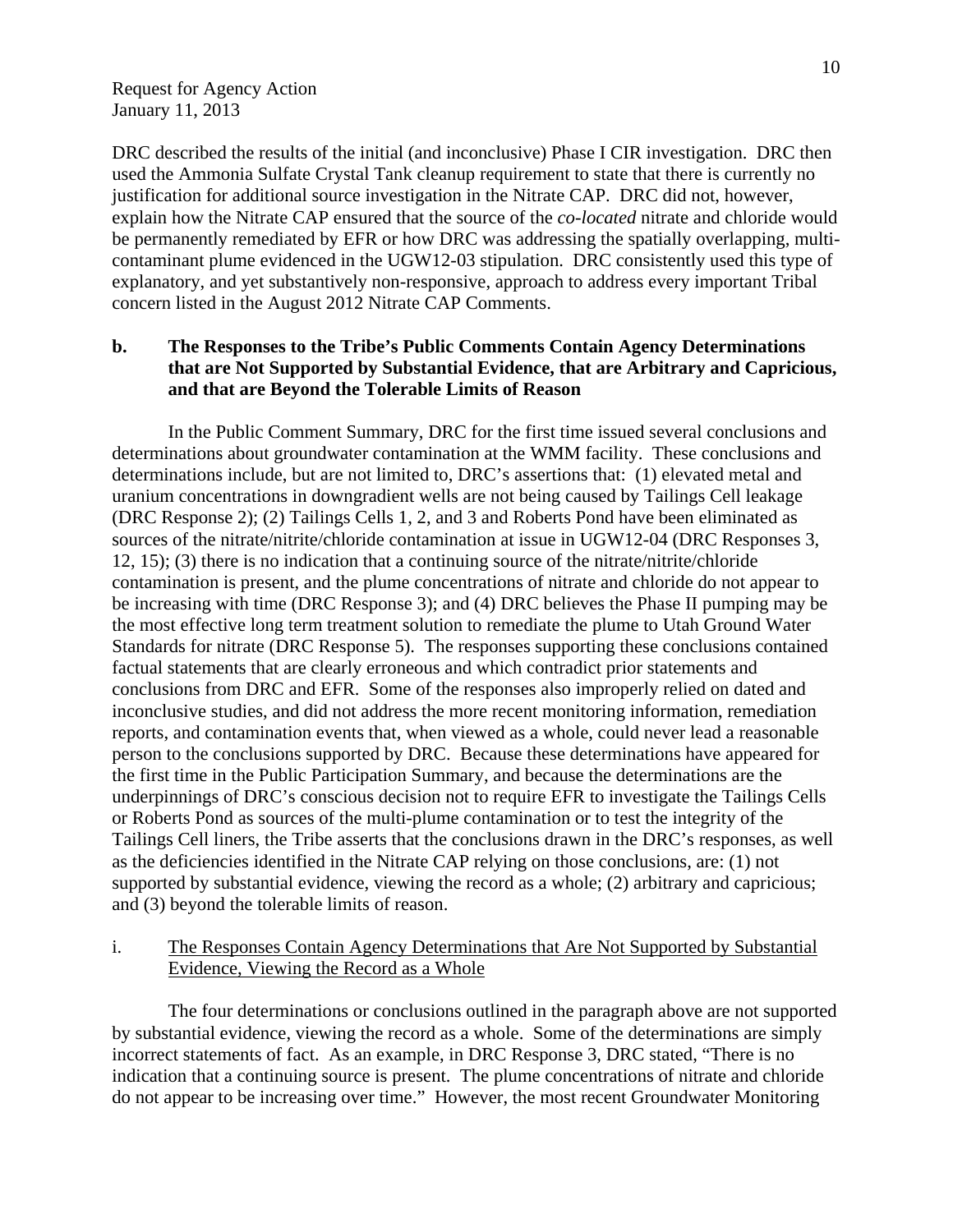DRC described the results of the initial (and inconclusive) Phase I CIR investigation. DRC then used the Ammonia Sulfate Crystal Tank cleanup requirement to state that there is currently no justification for additional source investigation in the Nitrate CAP. DRC did not, however, explain how the Nitrate CAP ensured that the source of the *co-located* nitrate and chloride would be permanently remediated by EFR or how DRC was addressing the spatially overlapping, multi-contaminant plume evidenced in the UGW12-03 stipulation. DRC consistently used this type of explanatory, and yet substantively non-responsive, approach to address every important Tribal concern listed in the August 2012 Nitrate CAP Comments.

### b. The Responses to the Tribe's Public Comments Contain Agency Determinations that are Not Supported by Substantial Evidence, that are Arbitrary and Capricious, and that are Beyond the Tolerable Limits of Reason

In the Public Comment Summary, DRC for the first time issued several conclusions and determinations about groundwater contamination at the WMM facility. These conclusions and determinations include, but are not limited to, DRC's assertions that: (1) elevated metal and uranium concentrations in downgradient wells are not being caused by Tailings Cell leakage (DRC Response 2); (2) Tailings Cells 1, 2, and 3 and Roberts Pond have been eliminated as sources of the nitrate/nitrite/chloride contamination at issue in UGW12-04 (DRC Responses 3, 12, 15); (3) there is no indication that a continuing source of the nitrate/nitrite/chloride contamination is present, and the plume concentrations of nitrate and chloride do not appear to be increasing with time (DRC Response 3); and (4) DRC believes the Phase II pumping may be the most effective long term treatment solution to remediate the plume to Utah Ground Water Standards for nitrate (DRC Response 5). The responses supporting these conclusions contained factual statements that are clearly erroneous and which contradict prior statements and conclusions from DRC and EFR. Some of the responses also improperly relied on dated and inconclusive studies, and did not address the more recent monitoring information, remediation reports, and contamination events that, when viewed as a whole, could never lead a reasonable person to the conclusions supported by DRC. Because these determinations have appeared for the first time in the Public Participation Summary, and because the determinations are the underpinnings of DRC's conscious decision not to require EFR to investigate the Tailings Cells or Roberts Pond as sources of the multi-plume contamination or to test the integrity of the Tailings Cell liners, the Tribe asserts that the conclusions drawn in the DRC's responses, as well as the deficiencies identified in the Nitrate CAP relying on those conclusions, are: (1) not supported by substantial evidence, viewing the record as a whole; (2) arbitrary and capricious; and (3) beyond the tolerable limits of reason.

#### i. The Responses Contain Agency Determinations that Are Not Supported by Substantial Evidence, Viewing the Record as a Whole

The four determinations or conclusions outlined in the paragraph above are not supported by substantial evidence, viewing the record as a whole. Some of the determinations are simply incorrect statements of fact. As an example, in DRC Response 3, DRC stated, "There is no indication that a continuing source is present. The plume concentrations of nitrate and chloride do not appear to be increasing over time." However, the most recent Groundwater Monitoring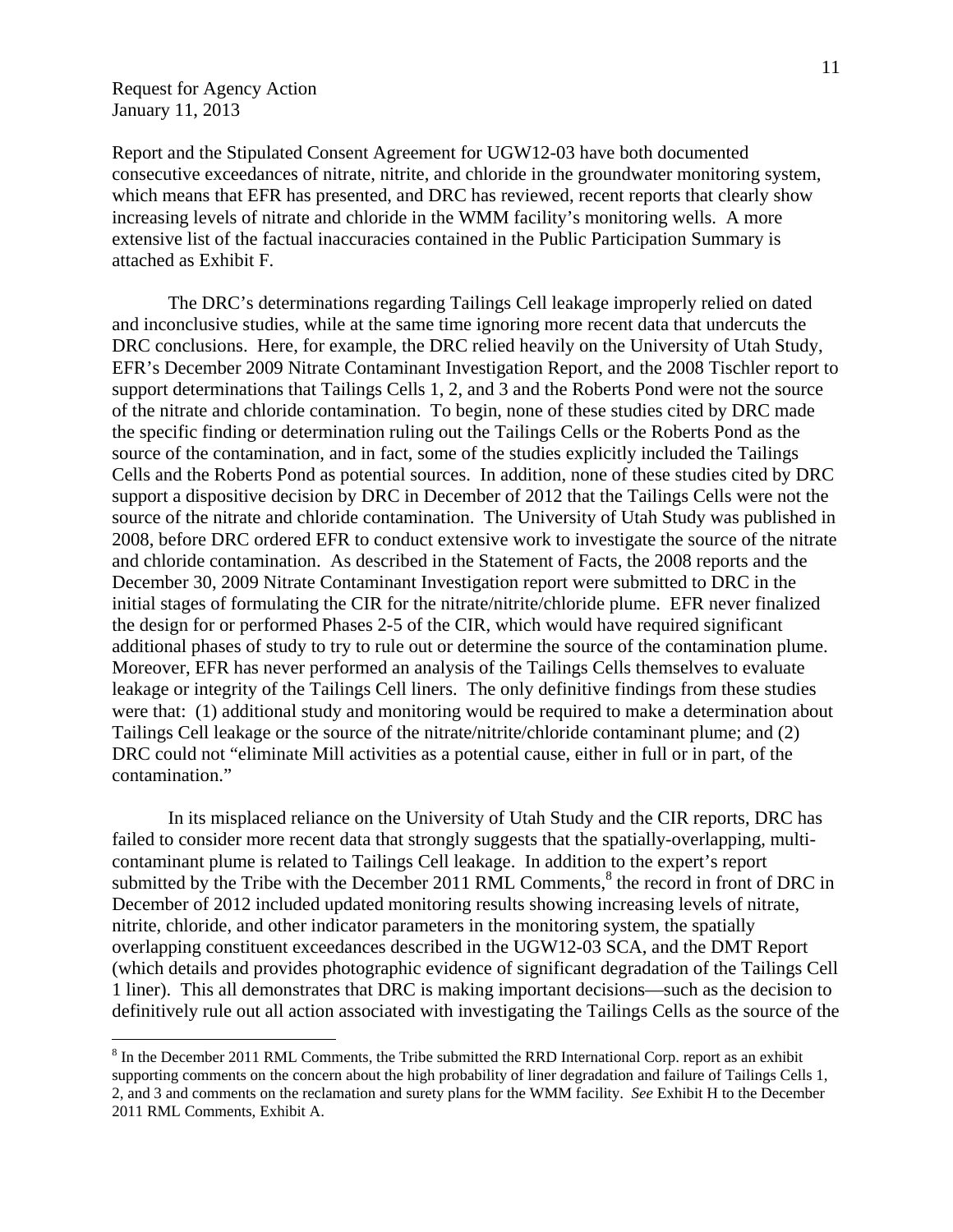Report and the Stipulated Consent Agreement for UGW12-03 have both documented consecutive exceedances of nitrate, nitrite, and chloride in the groundwater monitoring system, which means that EFR has presented, and DRC has reviewed, recent reports that clearly show increasing levels of nitrate and chloride in the WMM facility's monitoring wells. A more extensive list of the factual inaccuracies contained in the Public Participation Summary is attached as Exhibit F.

The DRC's determinations regarding Tailings Cell leakage improperly relied on dated and inconclusive studies, while at the same time ignoring more recent data that undercuts the DRC conclusions. Here, for example, the DRC relied heavily on the University of Utah Study, EFR's December 2009 Nitrate Contaminant Investigation Report, and the 2008 Tischler report to support determinations that Tailings Cells 1, 2, and 3 and the Roberts Pond were not the source of the nitrate and chloride contamination. To begin, none of these studies cited by DRC made the specific finding or determination ruling out the Tailings Cells or the Roberts Pond as the source of the contamination, and in fact, some of the studies explicitly included the Tailings Cells and the Roberts Pond as potential sources. In addition, none of these studies cited by DRC support a dispositive decision by DRC in December of 2012 that the Tailings Cells were not the source of the nitrate and chloride contamination. The University of Utah Study was published in 2008, before DRC ordered EFR to conduct extensive work to investigate the source of the nitrate and chloride contamination. As described in the Statement of Facts, the 2008 reports and the December 30, 2009 Nitrate Contaminant Investigation report were submitted to DRC in the initial stages of formulating the CIR for the nitrate/nitrite/chloride plume. EFR never finalized the design for or performed Phases 2-5 of the CIR, which would have required significant additional phases of study to try to rule out or determine the source of the contamination plume. Moreover, EFR has never performed an analysis of the Tailings Cells themselves to evaluate leakage or integrity of the Tailings Cell liners. The only definitive findings from these studies were that: (1) additional study and monitoring would be required to make a determination about Tailings Cell leakage or the source of the nitrate/nitrite/chloride contaminant plume; and (2) DRC could not "eliminate Mill activities as a potential cause, either in full or in part, of the contamination."

In its misplaced reliance on the University of Utah Study and the CIR reports, DRC has failed to consider more recent data that strongly suggests that the spatially-overlapping, multi-contaminant plume is related to Tailings Cell leakage. In addition to the expert's report submitted by the Tribe with the December 2011 RML Comments,[8] the record in front of DRC in December of 2012 included updated monitoring results showing increasing levels of nitrate, nitrite, chloride, and other indicator parameters in the monitoring system, the spatially overlapping constituent exceedances described in the UGW12-03 SCA, and the DMT Report (which details and provides photographic evidence of significant degradation of the Tailings Cell 1 liner). This all demonstrates that DRC is making important decisions—such as the decision to definitively rule out all action associated with investigating the Tailings Cells as the source of the

[8] In the December 2011 RML Comments, the Tribe submitted the RRD International Corp. report as an exhibit supporting comments on the concern about the high probability of liner degradation and failure of Tailings Cells 1, 2, and 3 and comments on the reclamation and surety plans for the WMM facility. *See* Exhibit H to the December 2011 RML Comments, Exhibit A.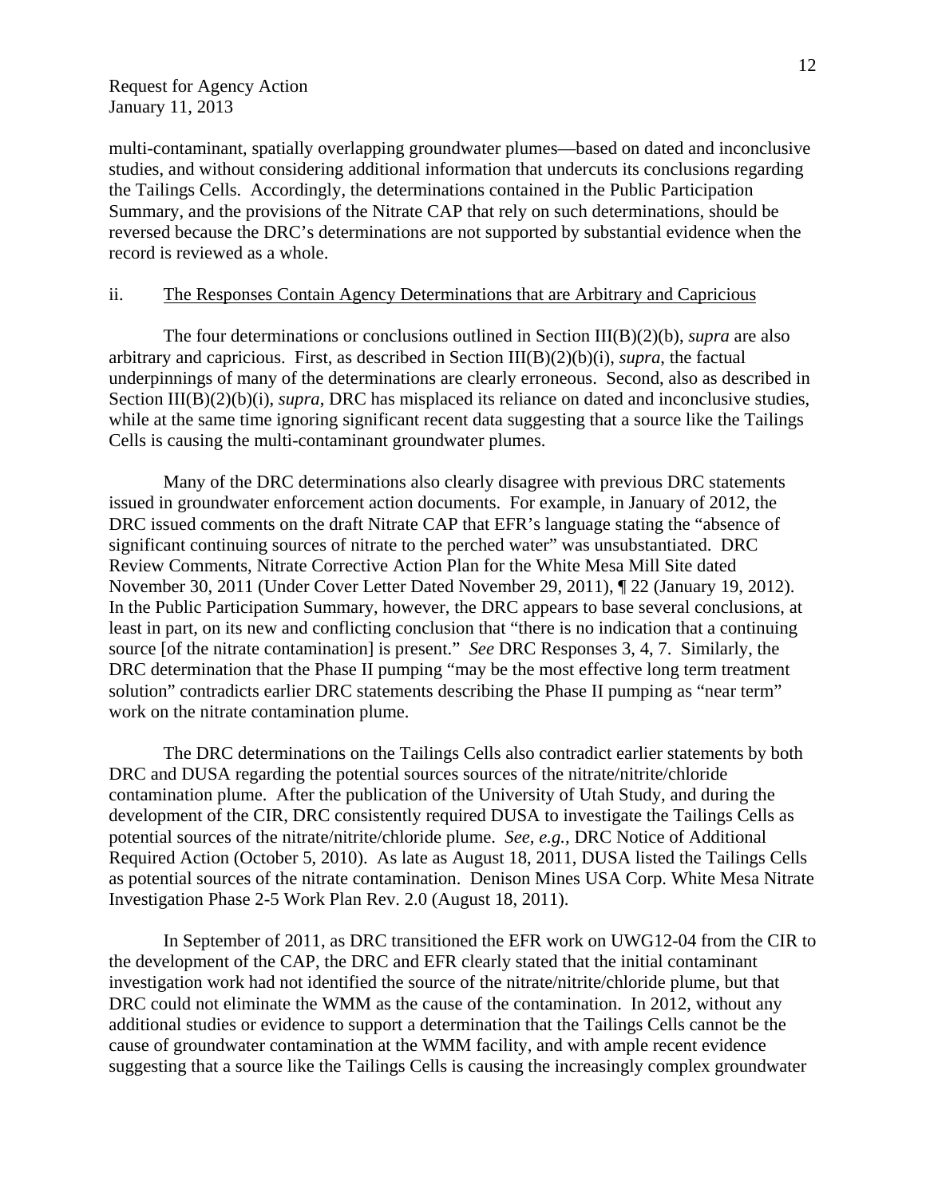multi-contaminant, spatially overlapping groundwater plumes—based on dated and inconclusive studies, and without considering additional information that undercuts its conclusions regarding the Tailings Cells. Accordingly, the determinations contained in the Public Participation Summary, and the provisions of the Nitrate CAP that rely on such determinations, should be reversed because the DRC's determinations are not supported by substantial evidence when the record is reviewed as a whole.

ii. The Responses Contain Agency Determinations that are Arbitrary and Capricious

The four determinations or conclusions outlined in Section III(B)(2)(b), *supra* are also arbitrary and capricious. First, as described in Section III(B)(2)(b)(i), *supra*, the factual underpinnings of many of the determinations are clearly erroneous. Second, also as described in Section III(B)(2)(b)(i), *supra*, DRC has misplaced its reliance on dated and inconclusive studies, while at the same time ignoring significant recent data suggesting that a source like the Tailings Cells is causing the multi-contaminant groundwater plumes.

Many of the DRC determinations also clearly disagree with previous DRC statements issued in groundwater enforcement action documents. For example, in January of 2012, the DRC issued comments on the draft Nitrate CAP that EFR's language stating the "absence of significant continuing sources of nitrate to the perched water" was unsubstantiated. DRC Review Comments, Nitrate Corrective Action Plan for the White Mesa Mill Site dated November 30, 2011 (Under Cover Letter Dated November 29, 2011), ¶ 22 (January 19, 2012). In the Public Participation Summary, however, the DRC appears to base several conclusions, at least in part, on its new and conflicting conclusion that "there is no indication that a continuing source [of the nitrate contamination] is present." *See* DRC Responses 3, 4, 7. Similarly, the DRC determination that the Phase II pumping "may be the most effective long term treatment solution" contradicts earlier DRC statements describing the Phase II pumping as "near term" work on the nitrate contamination plume.

The DRC determinations on the Tailings Cells also contradict earlier statements by both DRC and DUSA regarding the potential sources sources of the nitrate/nitrite/chloride contamination plume. After the publication of the University of Utah Study, and during the development of the CIR, DRC consistently required DUSA to investigate the Tailings Cells as potential sources of the nitrate/nitrite/chloride plume. *See, e.g.,* DRC Notice of Additional Required Action (October 5, 2010). As late as August 18, 2011, DUSA listed the Tailings Cells as potential sources of the nitrate contamination. Denison Mines USA Corp. White Mesa Nitrate Investigation Phase 2-5 Work Plan Rev. 2.0 (August 18, 2011).

In September of 2011, as DRC transitioned the EFR work on UWG12-04 from the CIR to the development of the CAP, the DRC and EFR clearly stated that the initial contaminant investigation work had not identified the source of the nitrate/nitrite/chloride plume, but that DRC could not eliminate the WMM as the cause of the contamination. In 2012, without any additional studies or evidence to support a determination that the Tailings Cells cannot be the cause of groundwater contamination at the WMM facility, and with ample recent evidence suggesting that a source like the Tailings Cells is causing the increasingly complex groundwater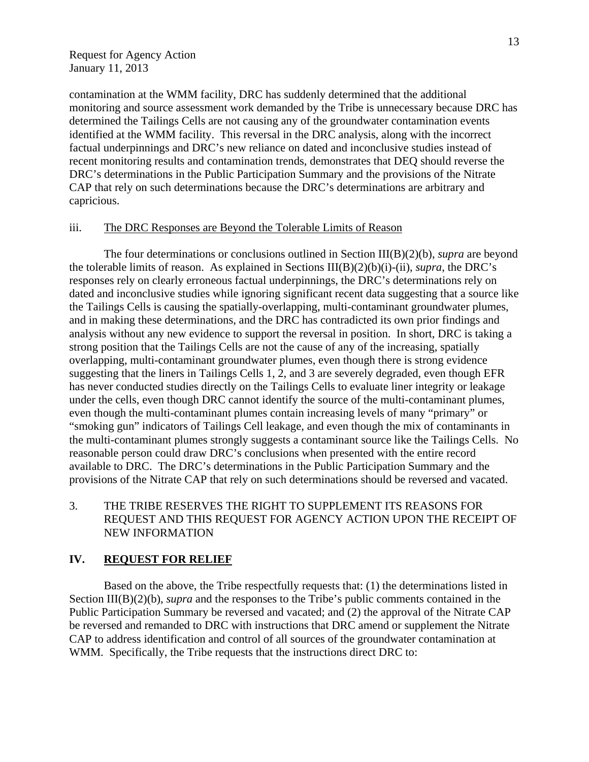contamination at the WMM facility, DRC has suddenly determined that the additional monitoring and source assessment work demanded by the Tribe is unnecessary because DRC has determined the Tailings Cells are not causing any of the groundwater contamination events identified at the WMM facility. This reversal in the DRC analysis, along with the incorrect factual underpinnings and DRC's new reliance on dated and inconclusive studies instead of recent monitoring results and contamination trends, demonstrates that DEQ should reverse the DRC's determinations in the Public Participation Summary and the provisions of the Nitrate CAP that rely on such determinations because the DRC's determinations are arbitrary and capricious.

iii. The DRC Responses are Beyond the Tolerable Limits of Reason

The four determinations or conclusions outlined in Section III(B)(2)(b), *supra* are beyond the tolerable limits of reason. As explained in Sections III(B)(2)(b)(i)-(ii), *supra*, the DRC's responses rely on clearly erroneous factual underpinnings, the DRC's determinations rely on dated and inconclusive studies while ignoring significant recent data suggesting that a source like the Tailings Cells is causing the spatially-overlapping, multi-contaminant groundwater plumes, and in making these determinations, and the DRC has contradicted its own prior findings and analysis without any new evidence to support the reversal in position. In short, DRC is taking a strong position that the Tailings Cells are not the cause of any of the increasing, spatially overlapping, multi-contaminant groundwater plumes, even though there is strong evidence suggesting that the liners in Tailings Cells 1, 2, and 3 are severely degraded, even though EFR has never conducted studies directly on the Tailings Cells to evaluate liner integrity or leakage under the cells, even though DRC cannot identify the source of the multi-contaminant plumes, even though the multi-contaminant plumes contain increasing levels of many "primary" or "smoking gun" indicators of Tailings Cell leakage, and even though the mix of contaminants in the multi-contaminant plumes strongly suggests a contaminant source like the Tailings Cells. No reasonable person could draw DRC's conclusions when presented with the entire record available to DRC. The DRC's determinations in the Public Participation Summary and the provisions of the Nitrate CAP that rely on such determinations should be reversed and vacated.

3. THE TRIBE RESERVES THE RIGHT TO SUPPLEMENT ITS REASONS FOR REQUEST AND THIS REQUEST FOR AGENCY ACTION UPON THE RECEIPT OF NEW INFORMATION

## IV. REQUEST FOR RELIEF

Based on the above, the Tribe respectfully requests that: (1) the determinations listed in Section III(B)(2)(b), *supra* and the responses to the Tribe's public comments contained in the Public Participation Summary be reversed and vacated; and (2) the approval of the Nitrate CAP be reversed and remanded to DRC with instructions that DRC amend or supplement the Nitrate CAP to address identification and control of all sources of the groundwater contamination at WMM. Specifically, the Tribe requests that the instructions direct DRC to: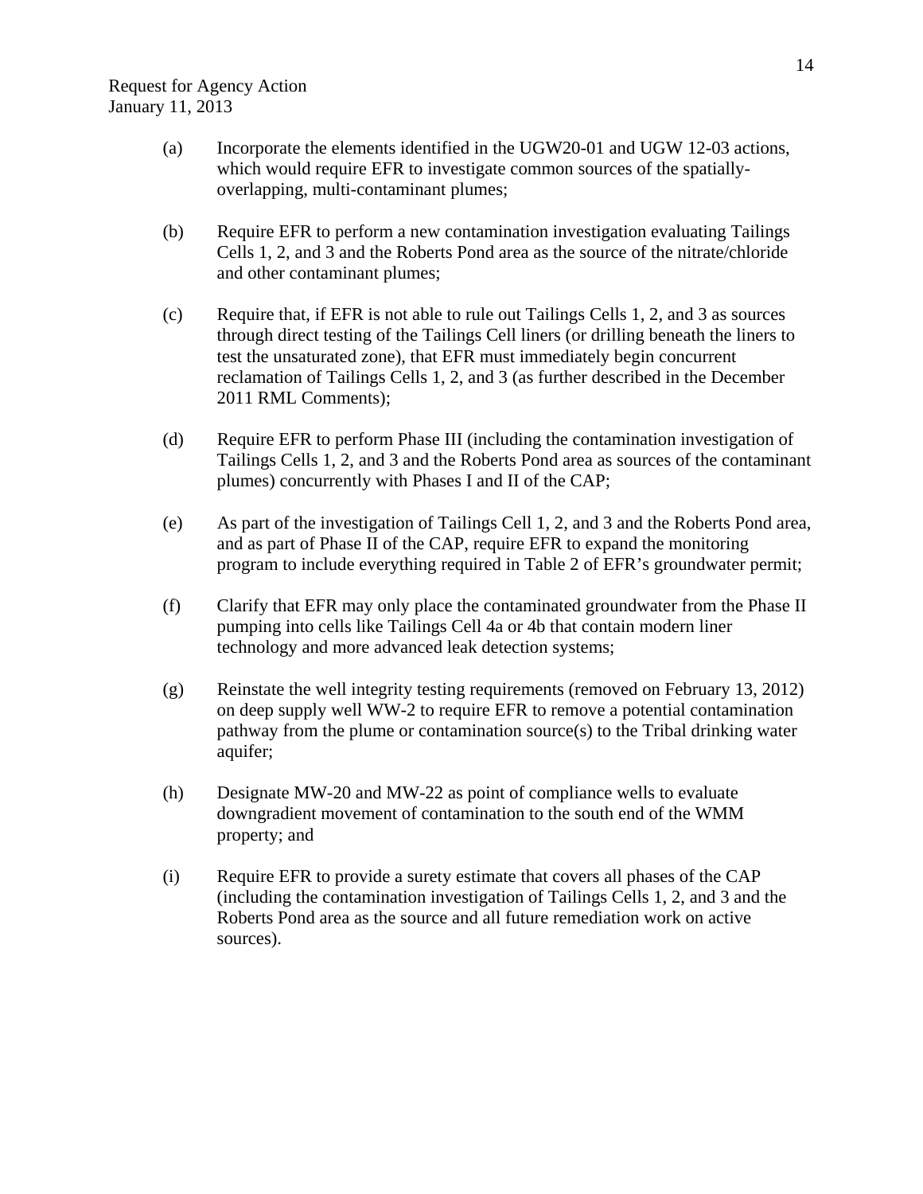(a) Incorporate the elements identified in the UGW20-01 and UGW 12-03 actions, which would require EFR to investigate common sources of the spatially-overlapping, multi-contaminant plumes;

(b) Require EFR to perform a new contamination investigation evaluating Tailings Cells 1, 2, and 3 and the Roberts Pond area as the source of the nitrate/chloride and other contaminant plumes;

(c) Require that, if EFR is not able to rule out Tailings Cells 1, 2, and 3 as sources through direct testing of the Tailings Cell liners (or drilling beneath the liners to test the unsaturated zone), that EFR must immediately begin concurrent reclamation of Tailings Cells 1, 2, and 3 (as further described in the December 2011 RML Comments);

(d) Require EFR to perform Phase III (including the contamination investigation of Tailings Cells 1, 2, and 3 and the Roberts Pond area as sources of the contaminant plumes) concurrently with Phases I and II of the CAP;

(e) As part of the investigation of Tailings Cell 1, 2, and 3 and the Roberts Pond area, and as part of Phase II of the CAP, require EFR to expand the monitoring program to include everything required in Table 2 of EFR's groundwater permit;

(f) Clarify that EFR may only place the contaminated groundwater from the Phase II pumping into cells like Tailings Cell 4a or 4b that contain modern liner technology and more advanced leak detection systems;

(g) Reinstate the well integrity testing requirements (removed on February 13, 2012) on deep supply well WW-2 to require EFR to remove a potential contamination pathway from the plume or contamination source(s) to the Tribal drinking water aquifer;

(h) Designate MW-20 and MW-22 as point of compliance wells to evaluate downgradient movement of contamination to the south end of the WMM property; and

(i) Require EFR to provide a surety estimate that covers all phases of the CAP (including the contamination investigation of Tailings Cells 1, 2, and 3 and the Roberts Pond area as the source and all future remediation work on active sources).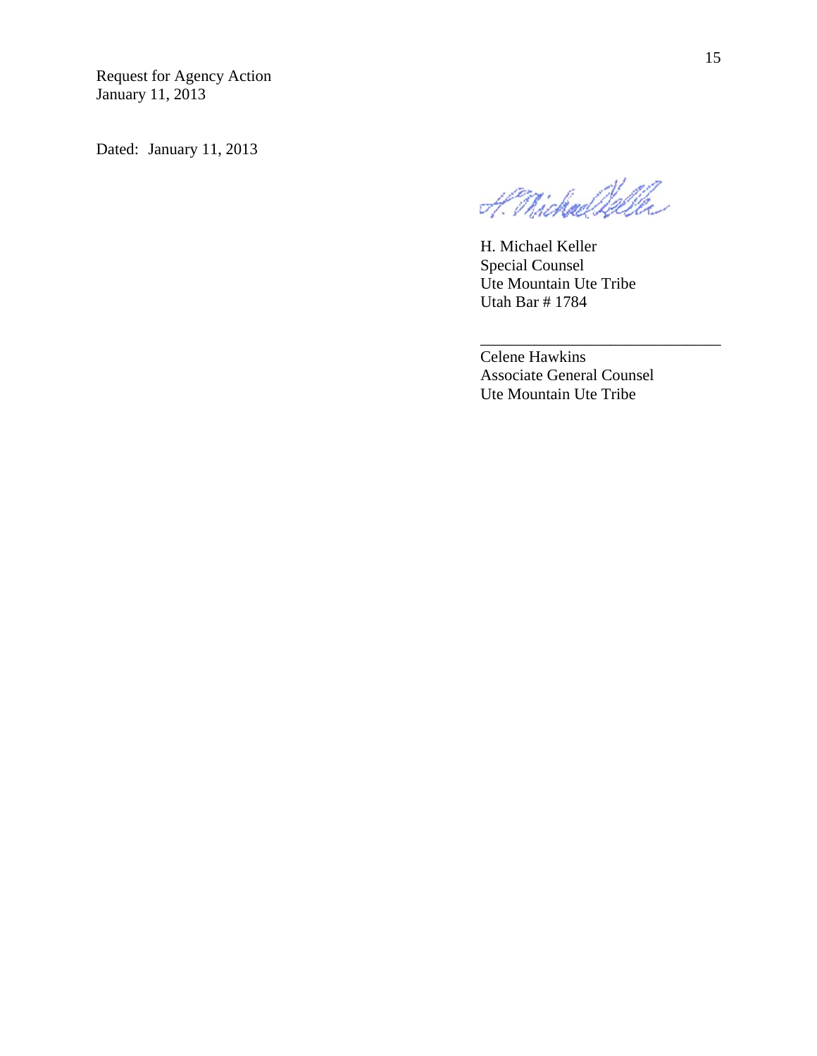Dated: January 11, 2013

H. Michael Keller
Special Counsel
Ute Mountain Ute Tribe
Utah Bar # 1784

\_\_\_\_\_\_\_\_\_\_\_\_\_\_\_\_\_\_\_\_\_\_\_\_\_\_\_\_\_\_

Celene Hawkins
Associate General Counsel
Ute Mountain Ute Tribe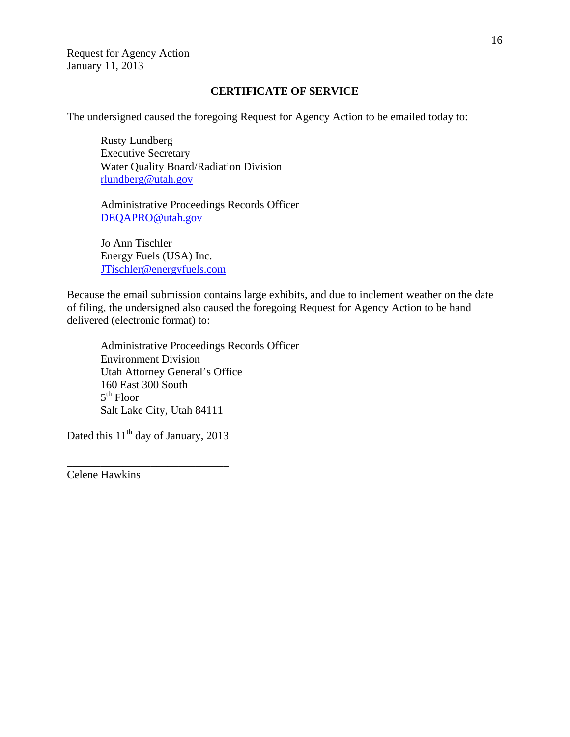Request for Agency Action
January 11, 2013

**CERTIFICATE OF SERVICE**

The undersigned caused the foregoing Request for Agency Action to be emailed today to:

Rusty Lundberg
Executive Secretary
Water Quality Board/Radiation Division
rlundberg@utah.gov

Administrative Proceedings Records Officer
DEQAPRO@utah.gov

Jo Ann Tischler
Energy Fuels (USA) Inc.
JTischler@energyfuels.com

Because the email submission contains large exhibits, and due to inclement weather on the date of filing, the undersigned also caused the foregoing Request for Agency Action to be hand delivered (electronic format) to:

Administrative Proceedings Records Officer
Environment Division
Utah Attorney General's Office
160 East 300 South
5th Floor
Salt Lake City, Utah 84111

Dated this 11th day of January, 2013

\_\_\_\_\_\_\_\_\_\_\_\_\_\_\_\_\_\_\_\_\_\_\_\_\_\_\_\_\_\_
Celene Hawkins